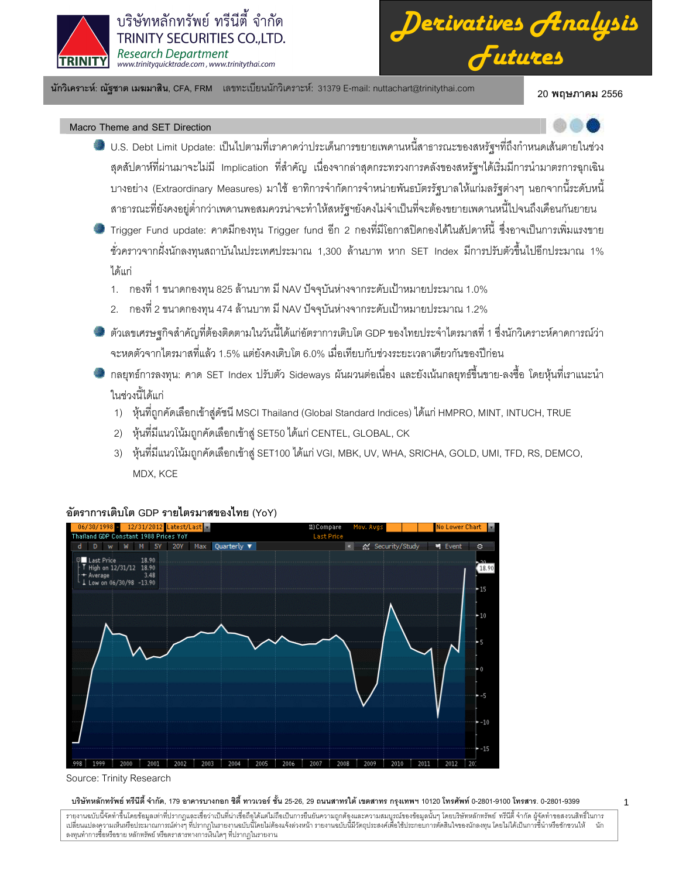บริษัทหลักทรัพย์ ทรีนีตี้ จำกัด
TRINITY SECURITIES CO.,LTD.
Research Department
www.trinityquicktrade.com , www.trinitythai.com

# Derivatives Analysis Futures

นักวิเคราะห์: ณัฐชาต เมฆมาสิน, CFA, FRM เลขทะเบียนนักวิเคราะห์: 31379 E-mail: nuttachart@trinitythai.com

20 พฤษภาคม 2556

## Macro Theme and SET Direction

- U.S. Debt Limit Update: เป็นไปตามที่เราคาดว่าประเด็นการขยายเพดานหนี้สาธารณะของสหรัฐฯที่ถึงกำหนดเส้นตายในช่วงสุดสัปดาห์ที่ผ่านมาจะไม่มี Implication ที่สำคัญ เนื่องจากล่าสุดกระทรวงการคลังของสหรัฐฯได้เริ่มมีการนำมาตรการฉุกเฉินบางอย่าง (Extraordinary Measures) มาใช้ อาทิการจำกัดการจำหน่ายพันธบัตรรัฐบาลให้แก่มลรัฐต่างๆ นอกจากนี้ระดับหนี้สาธารณะที่ยังคงอยู่ต่ำกว่าเพดานพอสมควรน่าจะทำให้สหรัฐฯยังคงไม่จำเป็นที่จะต้องขยายเพดานหนี้ไปจนถึงเดือนกันยายน
- Trigger Fund update: คาดมีกองทุน Trigger fund อีก 2 กองที่มีโอกาสปิดกองได้ในสัปดาห์นี้ ซึ่งอาจเป็นการเพิ่มแรงขายชั่วคราวจากฝั่งนักลงทุนสถาบันในประเทศประมาณ 1,300 ล้านบาท หาก SET Index มีการปรับตัวขึ้นไปอีกประมาณ 1% ได้แก่
  1. กองที่ 1 ขนาดกองทุน 825 ล้านบาท มี NAV ปัจจุบันห่างจากระดับเป้าหมายประมาณ 1.0%
  2. กองที่ 2 ขนาดกองทุน 474 ล้านบาท มี NAV ปัจจุบันห่างจากระดับเป้าหมายประมาณ 1.2%
- ตัวเลขเศรษฐกิจสำคัญที่ต้องติดตามในวันนี้ได้แก่อัตราการเติบโต GDP ของไทยประจำไตรมาสที่ 1 ซึ่งนักวิเคราะห์คาดการณ์ว่าจะหดตัวจากไตรมาสที่แล้ว 1.5% แต่ยังคงเติบโต 6.0% เมื่อเทียบกับช่วงระยะเวลาเดียวกันของปีก่อน
- กลยุทธ์การลงทุน: คาด SET Index ปรับตัว Sideways ผันผวนต่อเนื่อง และยังเน้นกลยุทธ์ขึ้นขาย-ลงซื้อ โดยหุ้นที่เราแนะนำในช่วงนี้ได้แก่
  1) หุ้นที่ถูกคัดเลือกเข้าสู่ดัชนี MSCI Thailand (Global Standard Indices) ได้แก่ HMPRO, MINT, INTUCH, TRUE
  2) หุ้นที่มีแนวโน้มถูกคัดเลือกเข้าสู่ SET50 ได้แก่ CENTEL, GLOBAL, CK
  3) หุ้นที่มีแนวโน้มถูกคัดเลือกเข้าสู่ SET100 ได้แก่ VGI, MBK, UV, WHA, SRICHA, GOLD, UMI, TFD, RS, DEMCO, MDX, KCE

**อัตราการเติบโต GDP รายไตรมาสของไทย** (YoY)

Source: Trinity Research

**บริษัทหลักทรัพย์ ทรีนีตี้ จำกัด**, 179 **อาคารบางกอก ซิตี้ ทาวเวอร์ ชั้น** 25-26, 29 **ถนนสาทรใต้ เขตสาทร กรุงเทพฯ** 10120 **โทรศัพท์** 0-2801-9100 **โทรสาร**. 0-2801-9399

รายงานฉบับนี้จัดทำขึ้นโดยข้อมูลเท่าที่ปรากฏและเชื่อว่าเป็นที่น่าเชื่อถือได้แต่ไม่ถือเป็นการยืนยันความถูกต้องและความสมบูรณ์ของข้อมูลนั้นๆ โดยบริษัทหลักทรัพย์ ทรีนีตี้ จำกัด ผู้จัดทำขอสงวนสิทธิ์ในการเปลี่ยนแปลงความเห็นหรือประมาณการณ์ต่างๆ ที่ปรากฏในรายงานฉบับนี้โดยไม่ต้องแจ้งล่วงหน้า รายงานฉบับนี้มีวัตถุประสงค์เพื่อใช้ประกอบการตัดสินใจของนักลงทุน โดยไม่ได้เป็นการชี้นำหรือชักชวนให้ นักลงทุนทำการซื้อหรือขาย หลักทรัพย์ หรือตราสารทางการเงินใดๆ ที่ปรากฏในรายงาน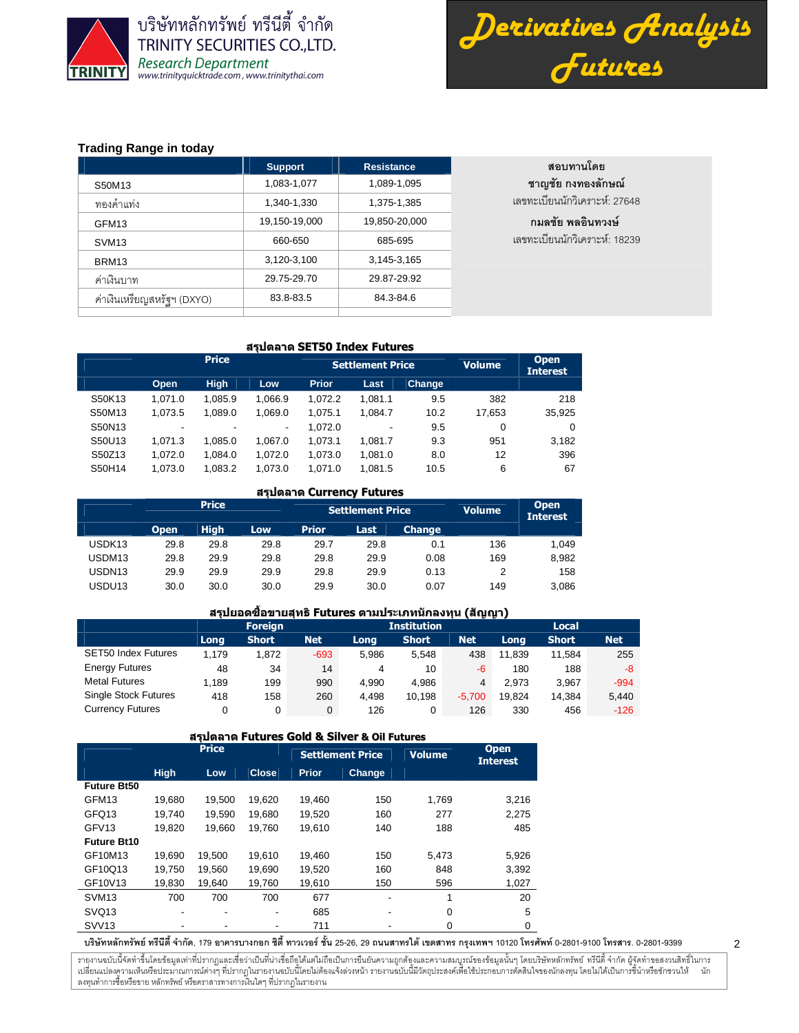บริษัทหลักทรัพย์ ทรีนีตี้ จำกัด
TRINITY SECURITIES CO.,LTD.
*Research Department*
www.trinityquicktrade.com , www.trinitythai.com

# Derivatives Analysis Futures

### Trading Range in today

| | Support | Resistance |
|---|---|---|
| S50M13 | 1,083-1,077 | 1,089-1,095 |
| ทองคำแท่ง | 1,340-1,330 | 1,375-1,385 |
| GFM13 | 19,150-19,000 | 19,850-20,000 |
| SVM13 | 660-650 | 685-695 |
| BRM13 | 3,120-3,100 | 3,145-3,165 |
| ค่าเงินบาท | 29.75-29.70 | 29.87-29.92 |
| ค่าเงินเหรียญสหรัฐฯ (DXYO) | 83.8-83.5 | 84.3-84.6 |

สอบทานโดย
**ชาญชัย กงทองลักษณ์**
เลขทะเบียนนักวิเคราะห์: 27648
**กมลชัย พลอินทวงษ์**
เลขทะเบียนนักวิเคราะห์: 18239

### สรุปตลาด SET50 Index Futures

| | Price | | | Settlement Price | | | Volume | Open Interest |
|---|---|---|---|---|---|---|---|---|
| | Open | High | Low | Prior | Last | Change | | |
| S50K13 | 1,071.0 | 1,085.9 | 1,066.9 | 1,072.2 | 1,081.1 | 9.5 | 382 | 218 |
| S50M13 | 1,073.5 | 1,089.0 | 1,069.0 | 1,075.1 | 1,084.7 | 10.2 | 17,653 | 35,925 |
| S50N13 | - | - | - | 1,072.0 | - | 9.5 | 0 | 0 |
| S50U13 | 1,071.3 | 1,085.0 | 1,067.0 | 1,073.1 | 1,081.7 | 9.3 | 951 | 3,182 |
| S50Z13 | 1,072.0 | 1,084.0 | 1,072.0 | 1,073.0 | 1,081.0 | 8.0 | 12 | 396 |
| S50H14 | 1,073.0 | 1,083.2 | 1,073.0 | 1,071.0 | 1,081.5 | 10.5 | 6 | 67 |

### สรุปตลาด Currency Futures

| | Price | | | Settlement Price | | | Volume | Open Interest |
|---|---|---|---|---|---|---|---|---|
| | Open | High | Low | Prior | Last | Change | | |
| USDK13 | 29.8 | 29.8 | 29.8 | 29.7 | 29.8 | 0.1 | 136 | 1,049 |
| USDM13 | 29.8 | 29.9 | 29.8 | 29.8 | 29.9 | 0.08 | 169 | 8,982 |
| USDN13 | 29.9 | 29.9 | 29.9 | 29.8 | 29.9 | 0.13 | 2 | 158 |
| USDU13 | 30.0 | 30.0 | 30.0 | 29.9 | 30.0 | 0.07 | 149 | 3,086 |

### สรุปยอดซื้อขายสุทธิ Futures ตามประเภทนักลงทุน (สัญญา)

| | Foreign | | | Institution | | | Local | | |
|---|---|---|---|---|---|---|---|---|---|
| | Long | Short | Net | Long | Short | Net | Long | Short | Net |
| SET50 Index Futures | 1,179 | 1,872 | -693 | 5,986 | 5,548 | 438 | 11,839 | 11,584 | 255 |
| Energy Futures | 48 | 34 | 14 | 4 | 10 | -6 | 180 | 188 | -8 |
| Metal Futures | 1,189 | 199 | 990 | 4,990 | 4,986 | 4 | 2,973 | 3,967 | -994 |
| Single Stock Futures | 418 | 158 | 260 | 4,498 | 10,198 | -5,700 | 19,824 | 14,384 | 5,440 |
| Currency Futures | 0 | 0 | 0 | 126 | 0 | 126 | 330 | 456 | -126 |

### สรุปตลาด Futures Gold & Silver & Oil Futures

| | Price | | | Settlement Price | | Volume | Open Interest |
|---|---|---|---|---|---|---|---|
| | High | Low | Close | Prior | Change | | |
| **Future Bt50** | | | | | | | |
| GFM13 | 19,680 | 19,500 | 19,620 | 19,460 | 150 | 1,769 | 3,216 |
| GFQ13 | 19,740 | 19,590 | 19,680 | 19,520 | 160 | 277 | 2,275 |
| GFV13 | 19,820 | 19,660 | 19,760 | 19,610 | 140 | 188 | 485 |
| **Future Bt10** | | | | | | | |
| GF10M13 | 19,690 | 19,500 | 19,610 | 19,460 | 150 | 5,473 | 5,926 |
| GF10Q13 | 19,750 | 19,560 | 19,690 | 19,520 | 160 | 848 | 3,392 |
| GF10V13 | 19,830 | 19,640 | 19,760 | 19,610 | 150 | 596 | 1,027 |
| SVM13 | 700 | 700 | 700 | 677 | - | 1 | 20 |
| SVQ13 | - | - | - | 685 | - | 0 | 5 |
| SVV13 | - | - | - | 711 | - | 0 | 0 |

**บริษัทหลักทรัพย์ ทรีนีตี้ จำกัด**, 179 อาคารบางกอก ซิตี้ ทาวเวอร์ ชั้น 25-26, 29 ถนนสาทรใต้ เขตสาทร กรุงเทพฯ 10120 โทรศัพท์ 0-2801-9100 โทรสาร. 0-2801-9399

รายงานฉบับนี้จัดทำขึ้นโดยข้อมูลเท่าที่ปรากฏและเชื่อว่าเป็นที่น่าเชื่อถือได้แต่ไม่ถือเป็นการยืนยันความถูกต้องและความสมบูรณ์ของข้อมูลนั้นๆ โดยบริษัทหลักทรัพย์ ทรีนีตี้ จำกัด ผู้จัดทำขอสงวนสิทธิ์ในการเปลี่ยนแปลงความเห็นหรือประมาณการณ์ต่างๆ ที่ปรากฏในรายงานฉบับนี้โดยไม่ต้องแจ้งล่วงหน้า รายงานฉบับนี้มีวัตถุประสงค์เพื่อใช้ประกอบการตัดสินใจของนักลงทุน โดยไม่ได้เป็นการชี้นำหรือชักชวนให้ นักลงทุนทำการซื้อหรือขาย หลักทรัพย์ หรือตราสารทางการเงินใดๆ ที่ปรากฏในรายงาน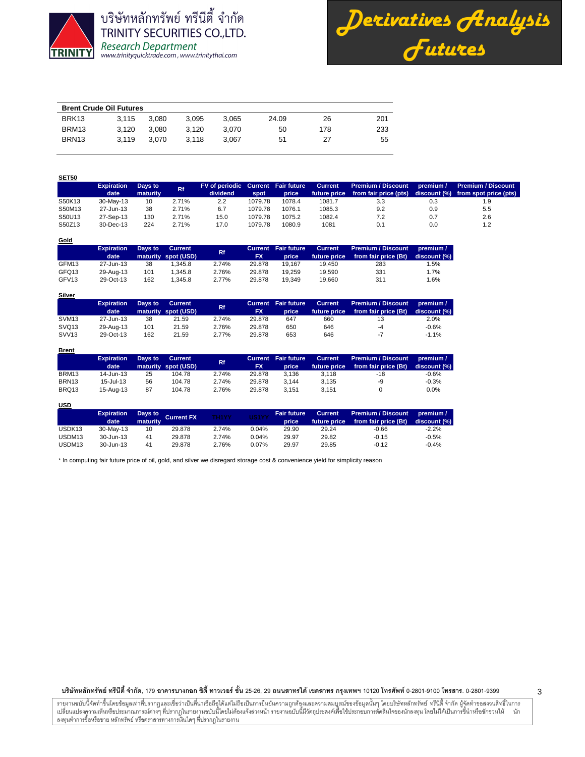**Brent Crude Oil Futures**

| | | | | | | | |
|---|---|---|---|---|---|---|---|
| BRK13 | 3,115 | 3,080 | 3,095 | 3,065 | 24.09 | 26 | 201 |
| BRM13 | 3,120 | 3,080 | 3,120 | 3,070 | 50 | 178 | 233 |
| BRN13 | 3,119 | 3,070 | 3,118 | 3,067 | 51 | 27 | 55 |

**SET50**

| | Expiration date | Days to maturity | Rf | FV of periodic dividend | Current spot | Fair future price | Current future price | Premium / Discount from fair price (pts) | premium / discount (%) | Premium / Discount from spot price (pts) |
|---|---|---|---|---|---|---|---|---|---|---|
| S50K13 | 30-May-13 | 10 | 2.71% | 2.2 | 1079.78 | 1078.4 | 1081.7 | 3.3 | 0.3 | 1.9 |
| S50M13 | 27-Jun-13 | 38 | 2.71% | 6.7 | 1079.78 | 1076.1 | 1085.3 | 9.2 | 0.9 | 5.5 |
| S50U13 | 27-Sep-13 | 130 | 2.71% | 15.0 | 1079.78 | 1075.2 | 1082.4 | 7.2 | 0.7 | 2.6 |
| S50Z13 | 30-Dec-13 | 224 | 2.71% | 17.0 | 1079.78 | 1080.9 | 1081 | 0.1 | 0.0 | 1.2 |

**Gold**

| | Expiration date | Days to maturity | Current spot (USD) | Rf | Current FX | Fair future price | Current future price | Premium / Discount from fair price (Bt) | premium / discount (%) |
|---|---|---|---|---|---|---|---|---|---|
| GFM13 | 27-Jun-13 | 38 | 1,345.8 | 2.74% | 29.878 | 19,167 | 19,450 | 283 | 1.5% |
| GFQ13 | 29-Aug-13 | 101 | 1,345.8 | 2.76% | 29.878 | 19,259 | 19,590 | 331 | 1.7% |
| GFV13 | 29-Oct-13 | 162 | 1,345.8 | 2.77% | 29.878 | 19,349 | 19,660 | 311 | 1.6% |

**Silver**

| | Expiration date | Days to maturity | Current spot (USD) | Rf | Current FX | Fair future price | Current future price | Premium / Discount from fair price (Bt) | premium / discount (%) |
|---|---|---|---|---|---|---|---|---|---|
| SVM13 | 27-Jun-13 | 38 | 21.59 | 2.74% | 29.878 | 647 | 660 | 13 | 2.0% |
| SVQ13 | 29-Aug-13 | 101 | 21.59 | 2.76% | 29.878 | 650 | 646 | -4 | -0.6% |
| SVV13 | 29-Oct-13 | 162 | 21.59 | 2.77% | 29.878 | 653 | 646 | -7 | -1.1% |

**Brent**

| | Expiration date | Days to maturity | Current spot (USD) | Rf | Current FX | Fair future price | Current future price | Premium / Discount from fair price (Bt) | premium / discount (%) |
|---|---|---|---|---|---|---|---|---|---|
| BRM13 | 14-Jun-13 | 25 | 104.78 | 2.74% | 29.878 | 3,136 | 3,118 | -18 | -0.6% |
| BRN13 | 15-Jul-13 | 56 | 104.78 | 2.74% | 29.878 | 3,144 | 3,135 | -9 | -0.3% |
| BRQ13 | 15-Aug-13 | 87 | 104.78 | 2.76% | 29.878 | 3,151 | 3,151 | 0 | 0.0% |

**USD**

| | Expiration date | Days to maturity | Current FX | TH1YY | US1YY | Fair future price | Current future price | Premium / Discount from fair price (Bt) | premium / discount (%) |
|---|---|---|---|---|---|---|---|---|---|
| USDK13 | 30-May-13 | 10 | 29.878 | 2.74% | 0.04% | 29.90 | 29.24 | -0.66 | -2.2% |
| USDM13 | 30-Jun-13 | 41 | 29.878 | 2.74% | 0.04% | 29.97 | 29.82 | -0.15 | -0.5% |
| USDM13 | 30-Jun-13 | 41 | 29.878 | 2.76% | 0.07% | 29.97 | 29.85 | -0.12 | -0.4% |

* In computing fair future price of oil, gold, and silver we disregard storage cost & convenience yield for simplicity reason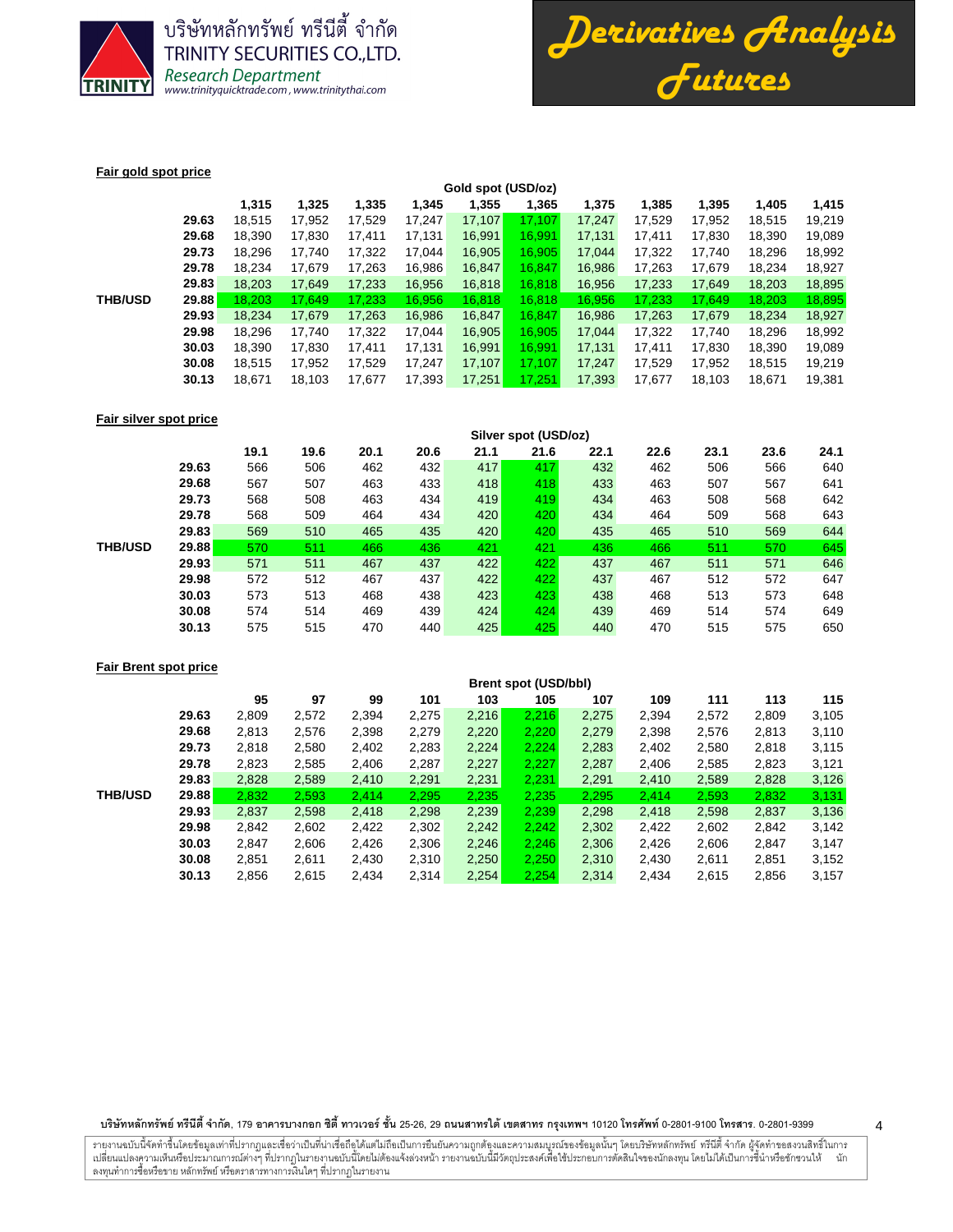**Fair gold spot price**

| | | Gold spot (USD/oz) | | | | | | | | | | |
|---|---|---|---|---|---|---|---|---|---|---|---|---|
| | | 1,315 | 1,325 | 1,335 | 1,345 | 1,355 | 1,365 | 1,375 | 1,385 | 1,395 | 1,405 | 1,415 |
| | 29.63 | 18,515 | 17,952 | 17,529 | 17,247 | 17,107 | 17,107 | 17,247 | 17,529 | 17,952 | 18,515 | 19,219 |
| | 29.68 | 18,390 | 17,830 | 17,411 | 17,131 | 16,991 | 16,991 | 17,131 | 17,411 | 17,830 | 18,390 | 19,089 |
| | 29.73 | 18,296 | 17,740 | 17,322 | 17,044 | 16,905 | 16,905 | 17,044 | 17,322 | 17,740 | 18,296 | 18,992 |
| | 29.78 | 18,234 | 17,679 | 17,263 | 16,986 | 16,847 | 16,847 | 16,986 | 17,263 | 17,679 | 18,234 | 18,927 |
| | 29.83 | 18,203 | 17,649 | 17,233 | 16,956 | 16,818 | 16,818 | 16,956 | 17,233 | 17,649 | 18,203 | 18,895 |
| THB/USD | 29.88 | 18,203 | 17,649 | 17,233 | 16,956 | 16,818 | 16,818 | 16,956 | 17,233 | 17,649 | 18,203 | 18,895 |
| | 29.93 | 18,234 | 17,679 | 17,263 | 16,986 | 16,847 | 16,847 | 16,986 | 17,263 | 17,679 | 18,234 | 18,927 |
| | 29.98 | 18,296 | 17,740 | 17,322 | 17,044 | 16,905 | 16,905 | 17,044 | 17,322 | 17,740 | 18,296 | 18,992 |
| | 30.03 | 18,390 | 17,830 | 17,411 | 17,131 | 16,991 | 16,991 | 17,131 | 17,411 | 17,830 | 18,390 | 19,089 |
| | 30.08 | 18,515 | 17,952 | 17,529 | 17,247 | 17,107 | 17,107 | 17,247 | 17,529 | 17,952 | 18,515 | 19,219 |
| | 30.13 | 18,671 | 18,103 | 17,677 | 17,393 | 17,251 | 17,251 | 17,393 | 17,677 | 18,103 | 18,671 | 19,381 |

**Fair silver spot price**

| | | Silver spot (USD/oz) | | | | | | | | | | |
|---|---|---|---|---|---|---|---|---|---|---|---|---|
| | | 19.1 | 19.6 | 20.1 | 20.6 | 21.1 | 21.6 | 22.1 | 22.6 | 23.1 | 23.6 | 24.1 |
| | 29.63 | 566 | 506 | 462 | 432 | 417 | 417 | 432 | 462 | 506 | 566 | 640 |
| | 29.68 | 567 | 507 | 463 | 433 | 418 | 418 | 433 | 463 | 507 | 567 | 641 |
| | 29.73 | 568 | 508 | 463 | 434 | 419 | 419 | 434 | 463 | 508 | 568 | 642 |
| | 29.78 | 568 | 509 | 464 | 434 | 420 | 420 | 434 | 464 | 509 | 568 | 643 |
| | 29.83 | 569 | 510 | 465 | 435 | 420 | 420 | 435 | 465 | 510 | 569 | 644 |
| THB/USD | 29.88 | 570 | 511 | 466 | 436 | 421 | 421 | 436 | 466 | 511 | 570 | 645 |
| | 29.93 | 571 | 511 | 467 | 437 | 422 | 422 | 437 | 467 | 511 | 571 | 646 |
| | 29.98 | 572 | 512 | 467 | 437 | 422 | 422 | 437 | 467 | 512 | 572 | 647 |
| | 30.03 | 573 | 513 | 468 | 438 | 423 | 423 | 438 | 468 | 513 | 573 | 648 |
| | 30.08 | 574 | 514 | 469 | 439 | 424 | 424 | 439 | 469 | 514 | 574 | 649 |
| | 30.13 | 575 | 515 | 470 | 440 | 425 | 425 | 440 | 470 | 515 | 575 | 650 |

**Fair Brent spot price**

| | | Brent spot (USD/bbl) | | | | | | | | | | |
|---|---|---|---|---|---|---|---|---|---|---|---|---|
| | | 95 | 97 | 99 | 101 | 103 | 105 | 107 | 109 | 111 | 113 | 115 |
| | 29.63 | 2,809 | 2,572 | 2,394 | 2,275 | 2,216 | 2,216 | 2,275 | 2,394 | 2,572 | 2,809 | 3,105 |
| | 29.68 | 2,813 | 2,576 | 2,398 | 2,279 | 2,220 | 2,220 | 2,279 | 2,398 | 2,576 | 2,813 | 3,110 |
| | 29.73 | 2,818 | 2,580 | 2,402 | 2,283 | 2,224 | 2,224 | 2,283 | 2,402 | 2,580 | 2,818 | 3,115 |
| | 29.78 | 2,823 | 2,585 | 2,406 | 2,287 | 2,227 | 2,227 | 2,287 | 2,406 | 2,585 | 2,823 | 3,121 |
| | 29.83 | 2,828 | 2,589 | 2,410 | 2,291 | 2,231 | 2,231 | 2,291 | 2,410 | 2,589 | 2,828 | 3,126 |
| THB/USD | 29.88 | 2,832 | 2,593 | 2,414 | 2,295 | 2,235 | 2,235 | 2,295 | 2,414 | 2,593 | 2,832 | 3,131 |
| | 29.93 | 2,837 | 2,598 | 2,418 | 2,298 | 2,239 | 2,239 | 2,298 | 2,418 | 2,598 | 2,837 | 3,136 |
| | 29.98 | 2,842 | 2,602 | 2,422 | 2,302 | 2,242 | 2,242 | 2,302 | 2,422 | 2,602 | 2,842 | 3,142 |
| | 30.03 | 2,847 | 2,606 | 2,426 | 2,306 | 2,246 | 2,246 | 2,306 | 2,426 | 2,606 | 2,847 | 3,147 |
| | 30.08 | 2,851 | 2,611 | 2,430 | 2,310 | 2,250 | 2,250 | 2,310 | 2,430 | 2,611 | 2,851 | 3,152 |
| | 30.13 | 2,856 | 2,615 | 2,434 | 2,314 | 2,254 | 2,254 | 2,314 | 2,434 | 2,615 | 2,856 | 3,157 |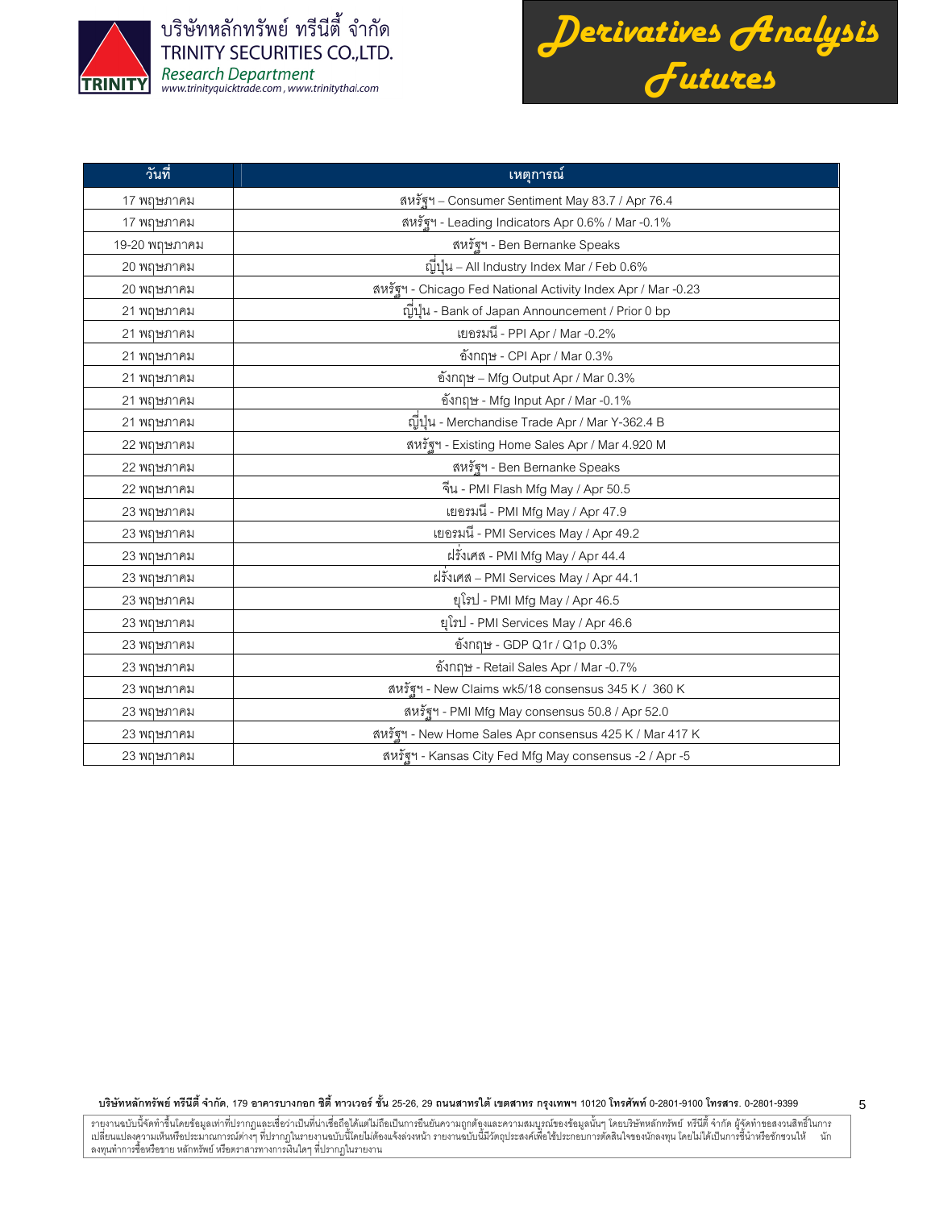| วันที่ | เหตุการณ์ |
|---|---|
| 17 พฤษภาคม | สหรัฐฯ – Consumer Sentiment May 83.7 / Apr 76.4 |
| 17 พฤษภาคม | สหรัฐฯ - Leading Indicators Apr 0.6% / Mar -0.1% |
| 19-20 พฤษภาคม | สหรัฐฯ - Ben Bernanke Speaks |
| 20 พฤษภาคม | ญี่ปุ่น – All Industry Index Mar / Feb 0.6% |
| 20 พฤษภาคม | สหรัฐฯ - Chicago Fed National Activity Index Apr / Mar -0.23 |
| 21 พฤษภาคม | ญี่ปุ่น - Bank of Japan Announcement / Prior 0 bp |
| 21 พฤษภาคม | เยอรมนี - PPI Apr / Mar -0.2% |
| 21 พฤษภาคม | อังกฤษ - CPI Apr / Mar 0.3% |
| 21 พฤษภาคม | อังกฤษ – Mfg Output Apr / Mar 0.3% |
| 21 พฤษภาคม | อังกฤษ - Mfg Input Apr / Mar -0.1% |
| 21 พฤษภาคม | ญี่ปุ่น - Merchandise Trade Apr / Mar Y-362.4 B |
| 22 พฤษภาคม | สหรัฐฯ - Existing Home Sales Apr / Mar 4.920 M |
| 22 พฤษภาคม | สหรัฐฯ - Ben Bernanke Speaks |
| 22 พฤษภาคม | จีน - PMI Flash Mfg May / Apr 50.5 |
| 23 พฤษภาคม | เยอรมนี - PMI Mfg May / Apr 47.9 |
| 23 พฤษภาคม | เยอรมนี - PMI Services May / Apr 49.2 |
| 23 พฤษภาคม | ฝรั่งเศส - PMI Mfg May / Apr 44.4 |
| 23 พฤษภาคม | ฝรั่งเศส – PMI Services May / Apr 44.1 |
| 23 พฤษภาคม | ยุโรป - PMI Mfg May / Apr 46.5 |
| 23 พฤษภาคม | ยุโรป - PMI Services May / Apr 46.6 |
| 23 พฤษภาคม | อังกฤษ - GDP Q1r / Q1p 0.3% |
| 23 พฤษภาคม | อังกฤษ - Retail Sales Apr / Mar -0.7% |
| 23 พฤษภาคม | สหรัฐฯ - New Claims wk5/18 consensus 345 K / 360 K |
| 23 พฤษภาคม | สหรัฐฯ - PMI Mfg May consensus 50.8 / Apr 52.0 |
| 23 พฤษภาคม | สหรัฐฯ - New Home Sales Apr consensus 425 K / Mar 417 K |
| 23 พฤษภาคม | สหรัฐฯ - Kansas City Fed Mfg May consensus -2 / Apr -5 |